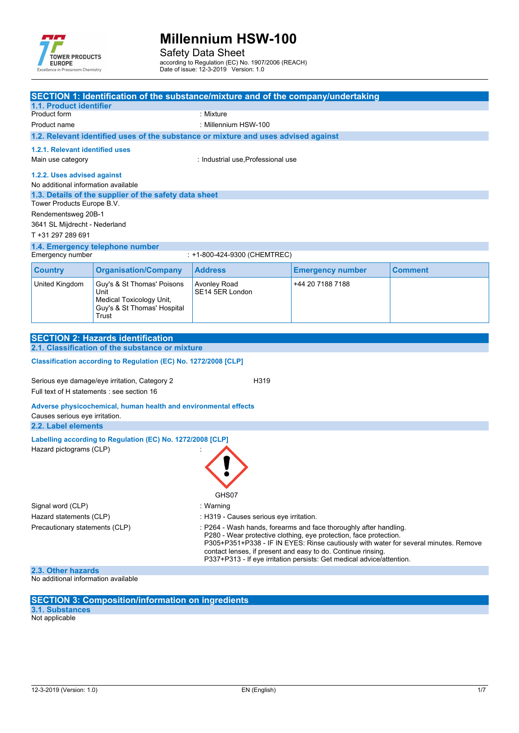# Millennium HSW-100

Safety Data Sheet

according to Regulation (EC) No. 1907/2006 (REACH)
Date of issue: 12-3-2019 Version: 1.0

## SECTION 1: Identification of the substance/mixture and of the company/undertaking

### 1.1. Product identifier

Product form : Mixture

Product name : Millennium HSW-100

### 1.2. Relevant identified uses of the substance or mixture and uses advised against

#### 1.2.1. Relevant identified uses

Main use category : Industrial use,Professional use

#### 1.2.2. Uses advised against

No additional information available

### 1.3. Details of the supplier of the safety data sheet

Tower Products Europe B.V.
Rendementsweg 20B-1
3641 SL Mijdrecht - Nederland
T +31 297 289 691

### 1.4. Emergency telephone number

Emergency number : +1-800-424-9300 (CHEMTREC)

| Country | Organisation/Company | Address | Emergency number | Comment |
|---|---|---|---|---|
| United Kingdom | Guy's & St Thomas' Poisons Unit Medical Toxicology Unit, Guy's & St Thomas' Hospital Trust | Avonley Road SE14 5ER London | +44 20 7188 7188 | |

## SECTION 2: Hazards identification

### 2.1. Classification of the substance or mixture

**Classification according to Regulation (EC) No. 1272/2008 [CLP]**

Serious eye damage/eye irritation, Category 2 H319

Full text of H statements : see section 16

**Adverse physicochemical, human health and environmental effects**

Causes serious eye irritation.

### 2.2. Label elements

**Labelling according to Regulation (EC) No. 1272/2008 [CLP]**

Hazard pictograms (CLP) :

GHS07

Signal word (CLP) : Warning

Hazard statements (CLP) : H319 - Causes serious eye irritation.

Precautionary statements (CLP) : P264 - Wash hands, forearms and face thoroughly after handling.
P280 - Wear protective clothing, eye protection, face protection.
P305+P351+P338 - IF IN EYES: Rinse cautiously with water for several minutes. Remove contact lenses, if present and easy to do. Continue rinsing.
P337+P313 - If eye irritation persists: Get medical advice/attention.

### 2.3. Other hazards

No additional information available

## SECTION 3: Composition/information on ingredients

### 3.1. Substances

Not applicable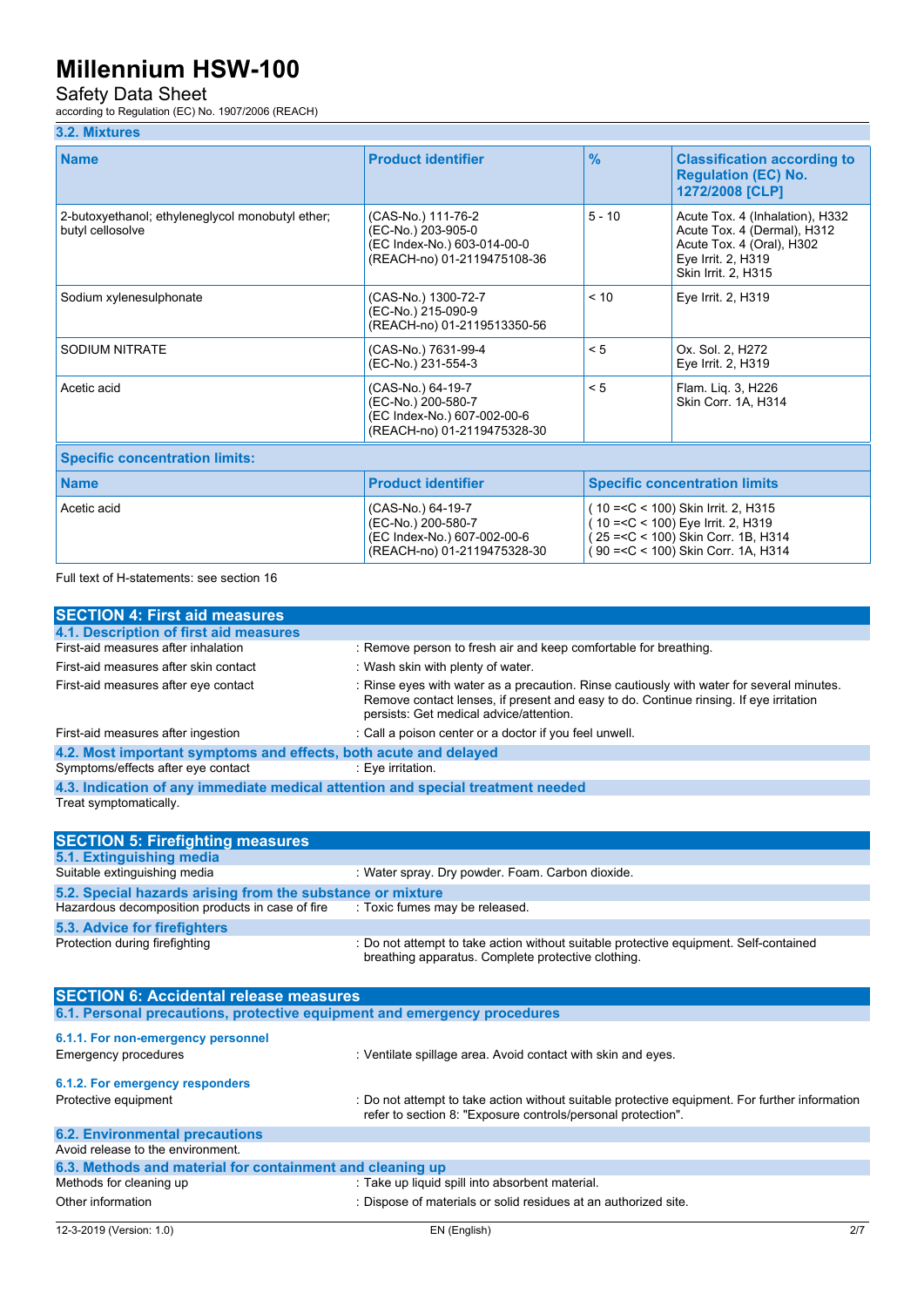### 3.2. Mixtures

| Name | Product identifier | % | Classification according to Regulation (EC) No. 1272/2008 [CLP] |
|---|---|---|---|
| 2-butoxyethanol; ethyleneglycol monobutyl ether; butyl cellosolve | (CAS-No.) 111-76-2<br>(EC-No.) 203-905-0<br>(EC Index-No.) 603-014-00-0<br>(REACH-no) 01-2119475108-36 | 5 - 10 | Acute Tox. 4 (Inhalation), H332<br>Acute Tox. 4 (Dermal), H312<br>Acute Tox. 4 (Oral), H302<br>Eye Irrit. 2, H319<br>Skin Irrit. 2, H315 |
| Sodium xylenesulphonate | (CAS-No.) 1300-72-7<br>(EC-No.) 215-090-9<br>(REACH-no) 01-2119513350-56 | < 10 | Eye Irrit. 2, H319 |
| SODIUM NITRATE | (CAS-No.) 7631-99-4<br>(EC-No.) 231-554-3 | < 5 | Ox. Sol. 2, H272<br>Eye Irrit. 2, H319 |
| Acetic acid | (CAS-No.) 64-19-7<br>(EC-No.) 200-580-7<br>(EC Index-No.) 607-002-00-6<br>(REACH-no) 01-2119475328-30 | < 5 | Flam. Liq. 3, H226<br>Skin Corr. 1A, H314 |

**Specific concentration limits:**

| Name | Product identifier | Specific concentration limits |
|---|---|---|
| Acetic acid | (CAS-No.) 64-19-7<br>(EC-No.) 200-580-7<br>(EC Index-No.) 607-002-00-6<br>(REACH-no) 01-2119475328-30 | ( 10 =<C < 100) Skin Irrit. 2, H315<br>( 10 =<C < 100) Eye Irrit. 2, H319<br>( 25 =<C < 100) Skin Corr. 1B, H314<br>( 90 =<C < 100) Skin Corr. 1A, H314 |

Full text of H-statements: see section 16

## SECTION 4: First aid measures

### 4.1. Description of first aid measures

First-aid measures after inhalation : Remove person to fresh air and keep comfortable for breathing.

First-aid measures after skin contact : Wash skin with plenty of water.

First-aid measures after eye contact : Rinse eyes with water as a precaution. Rinse cautiously with water for several minutes. Remove contact lenses, if present and easy to do. Continue rinsing. If eye irritation persists: Get medical advice/attention.

First-aid measures after ingestion : Call a poison center or a doctor if you feel unwell.

### 4.2. Most important symptoms and effects, both acute and delayed

Symptoms/effects after eye contact : Eye irritation.

### 4.3. Indication of any immediate medical attention and special treatment needed

Treat symptomatically.

## SECTION 5: Firefighting measures

### 5.1. Extinguishing media

Suitable extinguishing media : Water spray. Dry powder. Foam. Carbon dioxide.

### 5.2. Special hazards arising from the substance or mixture

Hazardous decomposition products in case of fire : Toxic fumes may be released.

### 5.3. Advice for firefighters

Protection during firefighting : Do not attempt to take action without suitable protective equipment. Self-contained breathing apparatus. Complete protective clothing.

## SECTION 6: Accidental release measures

### 6.1. Personal precautions, protective equipment and emergency procedures

#### 6.1.1. For non-emergency personnel

Emergency procedures : Ventilate spillage area. Avoid contact with skin and eyes.

#### 6.1.2. For emergency responders

Protective equipment : Do not attempt to take action without suitable protective equipment. For further information refer to section 8: "Exposure controls/personal protection".

### 6.2. Environmental precautions

Avoid release to the environment.

### 6.3. Methods and material for containment and cleaning up

Methods for cleaning up : Take up liquid spill into absorbent material.

Other information : Dispose of materials or solid residues at an authorized site.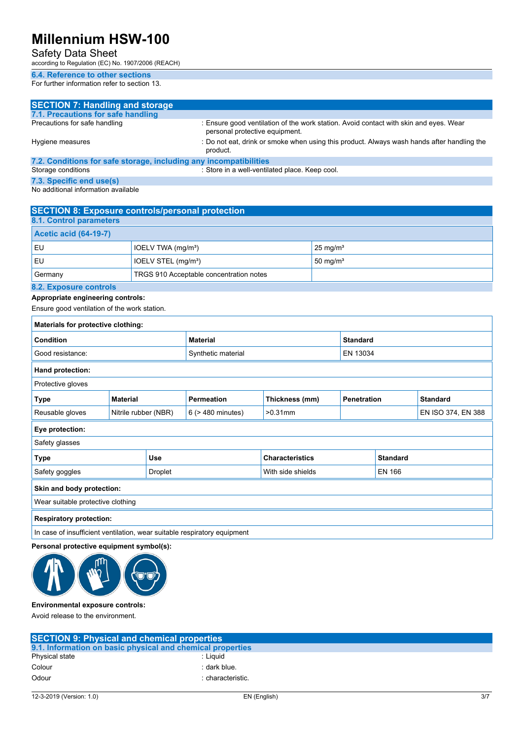### 6.4. Reference to other sections

For further information refer to section 13.

## SECTION 7: Handling and storage

### 7.1. Precautions for safe handling

Precautions for safe handling : Ensure good ventilation of the work station. Avoid contact with skin and eyes. Wear personal protective equipment.

Hygiene measures : Do not eat, drink or smoke when using this product. Always wash hands after handling the product.

### 7.2. Conditions for safe storage, including any incompatibilities

Storage conditions : Store in a well-ventilated place. Keep cool.

### 7.3. Specific end use(s)

No additional information available

## SECTION 8: Exposure controls/personal protection

### 8.1. Control parameters

| Acetic acid (64-19-7) | | |
|---|---|---|
| EU | IOELV TWA (mg/m³) | 25 mg/m³ |
| EU | IOELV STEL (mg/m³) | 50 mg/m³ |
| Germany | TRGS 910 Acceptable concentration notes | |

### 8.2. Exposure controls

**Appropriate engineering controls:**

Ensure good ventilation of the work station.

**Materials for protective clothing:**

| Condition | Material | Standard |
|---|---|---|
| Good resistance: | Synthetic material | EN 13034 |

**Hand protection:**

Protective gloves

| Type | Material | Permeation | Thickness (mm) | Penetration | Standard |
|---|---|---|---|---|---|
| Reusable gloves | Nitrile rubber (NBR) | 6 (> 480 minutes) | >0.31mm | | EN ISO 374, EN 388 |

**Eye protection:**

Safety glasses

| Type | Use | Characteristics | Standard |
|---|---|---|---|
| Safety goggles | Droplet | With side shields | EN 166 |

**Skin and body protection:**

Wear suitable protective clothing

**Respiratory protection:**

In case of insufficient ventilation, wear suitable respiratory equipment

**Personal protective equipment symbol(s):**

**Environmental exposure controls:**

Avoid release to the environment.

## SECTION 9: Physical and chemical properties

### 9.1. Information on basic physical and chemical properties

Physical state : Liquid

Colour : dark blue.

Odour : characteristic.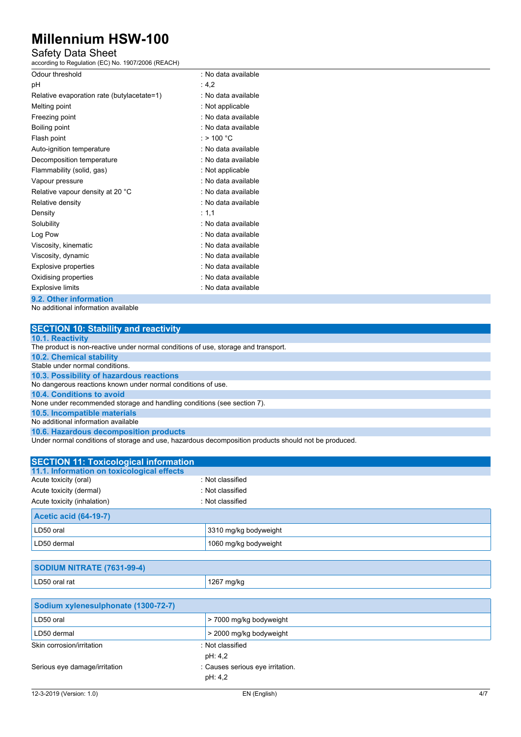| | |
|---|---|
| Odour threshold | : No data available |
| pH | : 4,2 |
| Relative evaporation rate (butylacetate=1) | : No data available |
| Melting point | : Not applicable |
| Freezing point | : No data available |
| Boiling point | : No data available |
| Flash point | : > 100 °C |
| Auto-ignition temperature | : No data available |
| Decomposition temperature | : No data available |
| Flammability (solid, gas) | : Not applicable |
| Vapour pressure | : No data available |
| Relative vapour density at 20 °C | : No data available |
| Relative density | : No data available |
| Density | : 1,1 |
| Solubility | : No data available |
| Log Pow | : No data available |
| Viscosity, kinematic | : No data available |
| Viscosity, dynamic | : No data available |
| Explosive properties | : No data available |
| Oxidising properties | : No data available |
| Explosive limits | : No data available |

### 9.2. Other information

No additional information available

## SECTION 10: Stability and reactivity

### 10.1. Reactivity

The product is non-reactive under normal conditions of use, storage and transport.

### 10.2. Chemical stability

Stable under normal conditions.

### 10.3. Possibility of hazardous reactions

No dangerous reactions known under normal conditions of use.

### 10.4. Conditions to avoid

None under recommended storage and handling conditions (see section 7).

### 10.5. Incompatible materials

No additional information available

### 10.6. Hazardous decomposition products

Under normal conditions of storage and use, hazardous decomposition products should not be produced.

## SECTION 11: Toxicological information

### 11.1. Information on toxicological effects

| | |
|---|---|
| Acute toxicity (oral) | : Not classified |
| Acute toxicity (dermal) | : Not classified |
| Acute toxicity (inhalation) | : Not classified |

| Acetic acid (64-19-7) | |
|---|---|
| LD50 oral | 3310 mg/kg bodyweight |
| LD50 dermal | 1060 mg/kg bodyweight |

| SODIUM NITRATE (7631-99-4) | |
|---|---|
| LD50 oral rat | 1267 mg/kg |

| Sodium xylenesulphonate (1300-72-7) | |
|---|---|
| LD50 oral | > 7000 mg/kg bodyweight |
| LD50 dermal | > 2000 mg/kg bodyweight |

| | |
|---|---|
| Skin corrosion/irritation | : Not classified<br>pH: 4,2 |
| Serious eye damage/irritation | : Causes serious eye irritation.<br>pH: 4,2 |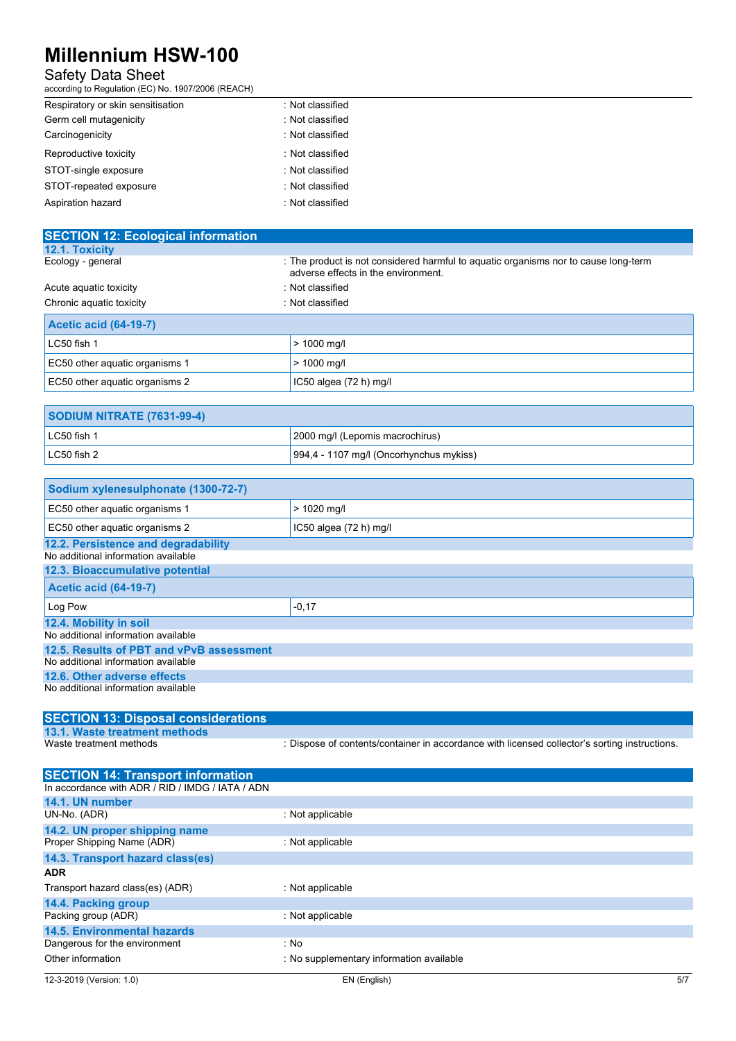| | |
|---|---|
| Respiratory or skin sensitisation | : Not classified |
| Germ cell mutagenicity | : Not classified |
| Carcinogenicity | : Not classified |
| Reproductive toxicity | : Not classified |
| STOT-single exposure | : Not classified |
| STOT-repeated exposure | : Not classified |
| Aspiration hazard | : Not classified |

## SECTION 12: Ecological information

### 12.1. Toxicity

| | |
|---|---|
| Ecology - general | : The product is not considered harmful to aquatic organisms nor to cause long-term adverse effects in the environment. |
| Acute aquatic toxicity | : Not classified |
| Chronic aquatic toxicity | : Not classified |

| Acetic acid (64-19-7) | |
|---|---|
| LC50 fish 1 | > 1000 mg/l |
| EC50 other aquatic organisms 1 | > 1000 mg/l |
| EC50 other aquatic organisms 2 | IC50 algea (72 h) mg/l |

| SODIUM NITRATE (7631-99-4) | |
|---|---|
| LC50 fish 1 | 2000 mg/l (Lepomis macrochirus) |
| LC50 fish 2 | 994,4 - 1107 mg/l (Oncorhynchus mykiss) |

| Sodium xylenesulphonate (1300-72-7) | |
|---|---|
| EC50 other aquatic organisms 1 | > 1020 mg/l |
| EC50 other aquatic organisms 2 | IC50 algea (72 h) mg/l |

### 12.2. Persistence and degradability

No additional information available

### 12.3. Bioaccumulative potential

| Acetic acid (64-19-7) | |
|---|---|
| Log Pow | -0,17 |

### 12.4. Mobility in soil

No additional information available

### 12.5. Results of PBT and vPvB assessment

No additional information available

### 12.6. Other adverse effects

No additional information available

## SECTION 13: Disposal considerations

### 13.1. Waste treatment methods

| | |
|---|---|
| Waste treatment methods | : Dispose of contents/container in accordance with licensed collector's sorting instructions. |

## SECTION 14: Transport information

In accordance with ADR / RID / IMDG / IATA / ADN

### 14.1. UN number

| | |
|---|---|
| UN-No. (ADR) | : Not applicable |

### 14.2. UN proper shipping name

| | |
|---|---|
| Proper Shipping Name (ADR) | : Not applicable |

### 14.3. Transport hazard class(es)

**ADR**

| | |
|---|---|
| Transport hazard class(es) (ADR) | : Not applicable |

### 14.4. Packing group

| | |
|---|---|
| Packing group (ADR) | : Not applicable |

### 14.5. Environmental hazards

| | |
|---|---|
| Dangerous for the environment | : No |
| Other information | : No supplementary information available |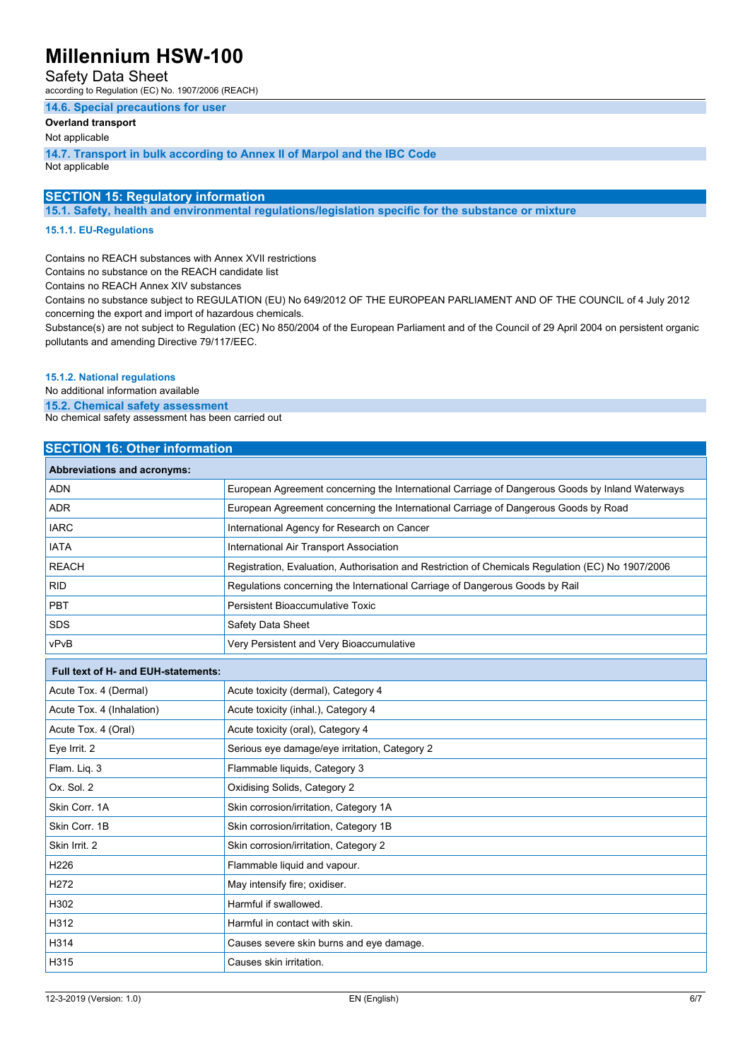### 14.6. Special precautions for user

**Overland transport**

Not applicable

### 14.7. Transport in bulk according to Annex II of Marpol and the IBC Code

Not applicable

## SECTION 15: Regulatory information

### 15.1. Safety, health and environmental regulations/legislation specific for the substance or mixture

#### 15.1.1. EU-Regulations

Contains no REACH substances with Annex XVII restrictions
Contains no substance on the REACH candidate list
Contains no REACH Annex XIV substances
Contains no substance subject to REGULATION (EU) No 649/2012 OF THE EUROPEAN PARLIAMENT AND OF THE COUNCIL of 4 July 2012 concerning the export and import of hazardous chemicals.
Substance(s) are not subject to Regulation (EC) No 850/2004 of the European Parliament and of the Council of 29 April 2004 on persistent organic pollutants and amending Directive 79/117/EEC.

#### 15.1.2. National regulations

No additional information available

### 15.2. Chemical safety assessment

No chemical safety assessment has been carried out

## SECTION 16: Other information

| Abbreviations and acronyms: | |
|---|---|
| ADN | European Agreement concerning the International Carriage of Dangerous Goods by Inland Waterways |
| ADR | European Agreement concerning the International Carriage of Dangerous Goods by Road |
| IARC | International Agency for Research on Cancer |
| IATA | International Air Transport Association |
| REACH | Registration, Evaluation, Authorisation and Restriction of Chemicals Regulation (EC) No 1907/2006 |
| RID | Regulations concerning the International Carriage of Dangerous Goods by Rail |
| PBT | Persistent Bioaccumulative Toxic |
| SDS | Safety Data Sheet |
| vPvB | Very Persistent and Very Bioaccumulative |

| Full text of H- and EUH-statements: | |
|---|---|
| Acute Tox. 4 (Dermal) | Acute toxicity (dermal), Category 4 |
| Acute Tox. 4 (Inhalation) | Acute toxicity (inhal.), Category 4 |
| Acute Tox. 4 (Oral) | Acute toxicity (oral), Category 4 |
| Eye Irrit. 2 | Serious eye damage/eye irritation, Category 2 |
| Flam. Liq. 3 | Flammable liquids, Category 3 |
| Ox. Sol. 2 | Oxidising Solids, Category 2 |
| Skin Corr. 1A | Skin corrosion/irritation, Category 1A |
| Skin Corr. 1B | Skin corrosion/irritation, Category 1B |
| Skin Irrit. 2 | Skin corrosion/irritation, Category 2 |
| H226 | Flammable liquid and vapour. |
| H272 | May intensify fire; oxidiser. |
| H302 | Harmful if swallowed. |
| H312 | Harmful in contact with skin. |
| H314 | Causes severe skin burns and eye damage. |
| H315 | Causes skin irritation. |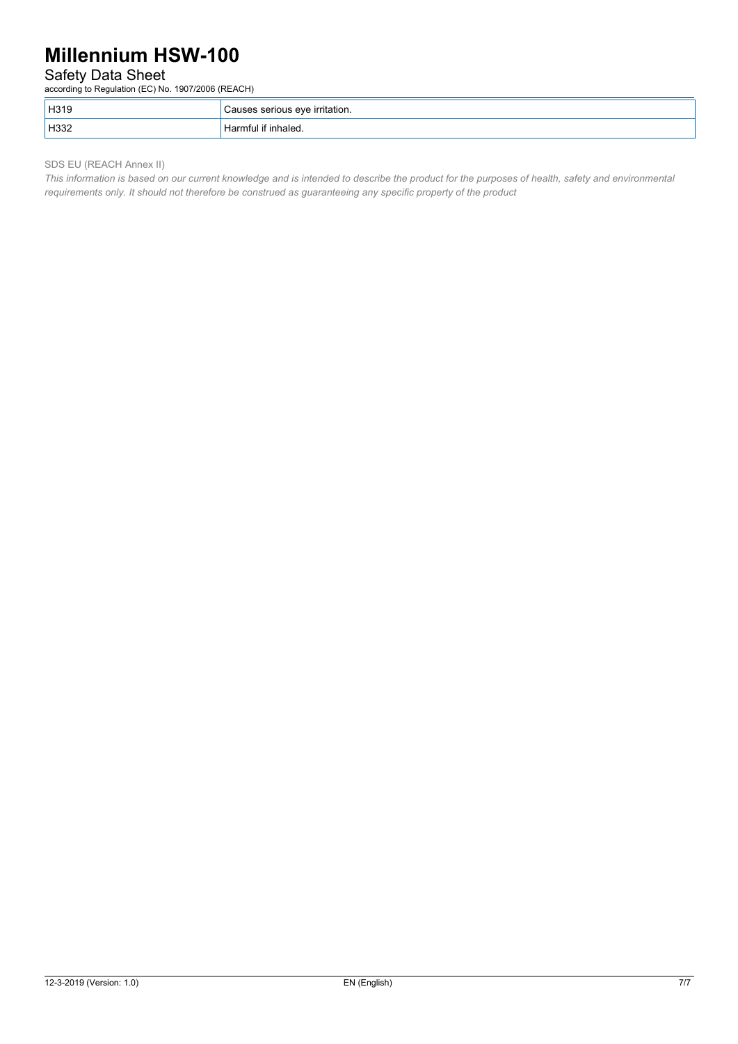| | |
|---|---|
| H319 | Causes serious eye irritation. |
| H332 | Harmful if inhaled. |

SDS EU (REACH Annex II)

*This information is based on our current knowledge and is intended to describe the product for the purposes of health, safety and environmental requirements only. It should not therefore be construed as guaranteeing any specific property of the product*